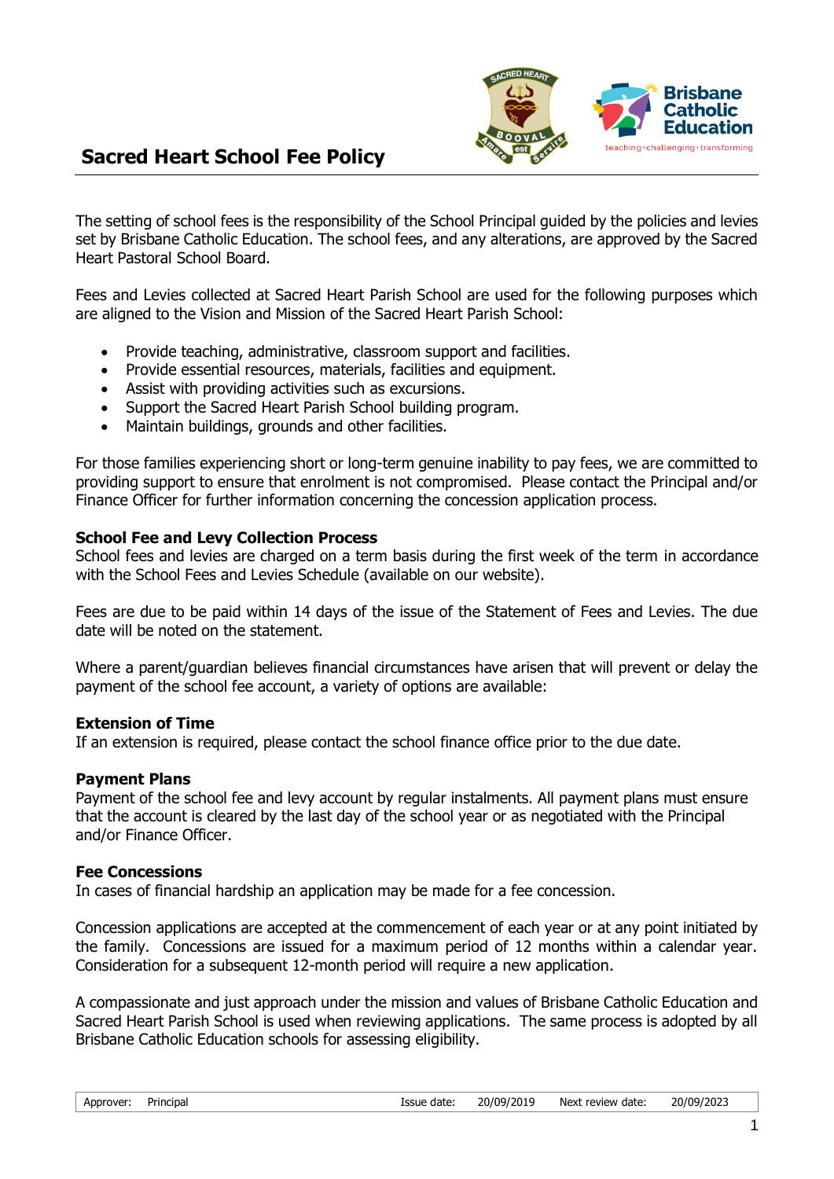# Sacred Heart School Fee Policy

The setting of school fees is the responsibility of the School Principal guided by the policies and levies set by Brisbane Catholic Education. The school fees, and any alterations, are approved by the Sacred Heart Pastoral School Board.

Fees and Levies collected at Sacred Heart Parish School are used for the following purposes which are aligned to the Vision and Mission of the Sacred Heart Parish School:

- Provide teaching, administrative, classroom support and facilities.
- Provide essential resources, materials, facilities and equipment.
- Assist with providing activities such as excursions.
- Support the Sacred Heart Parish School building program.
- Maintain buildings, grounds and other facilities.

For those families experiencing short or long-term genuine inability to pay fees, we are committed to providing support to ensure that enrolment is not compromised. Please contact the Principal and/or Finance Officer for further information concerning the concession application process.

**School Fee and Levy Collection Process**

School fees and levies are charged on a term basis during the first week of the term in accordance with the School Fees and Levies Schedule (available on our website).

Fees are due to be paid within 14 days of the issue of the Statement of Fees and Levies. The due date will be noted on the statement.

Where a parent/guardian believes financial circumstances have arisen that will prevent or delay the payment of the school fee account, a variety of options are available:

**Extension of Time**

If an extension is required, please contact the school finance office prior to the due date.

**Payment Plans**

Payment of the school fee and levy account by regular instalments. All payment plans must ensure that the account is cleared by the last day of the school year or as negotiated with the Principal and/or Finance Officer.

**Fee Concessions**

In cases of financial hardship an application may be made for a fee concession.

Concession applications are accepted at the commencement of each year or at any point initiated by the family. Concessions are issued for a maximum period of 12 months within a calendar year. Consideration for a subsequent 12-month period will require a new application.

A compassionate and just approach under the mission and values of Brisbane Catholic Education and Sacred Heart Parish School is used when reviewing applications. The same process is adopted by all Brisbane Catholic Education schools for assessing eligibility.

| Approver: | Principal | Issue date: | 20/09/2019 | Next review date: | 20/09/2023 |
|---|---|---|---|---|---|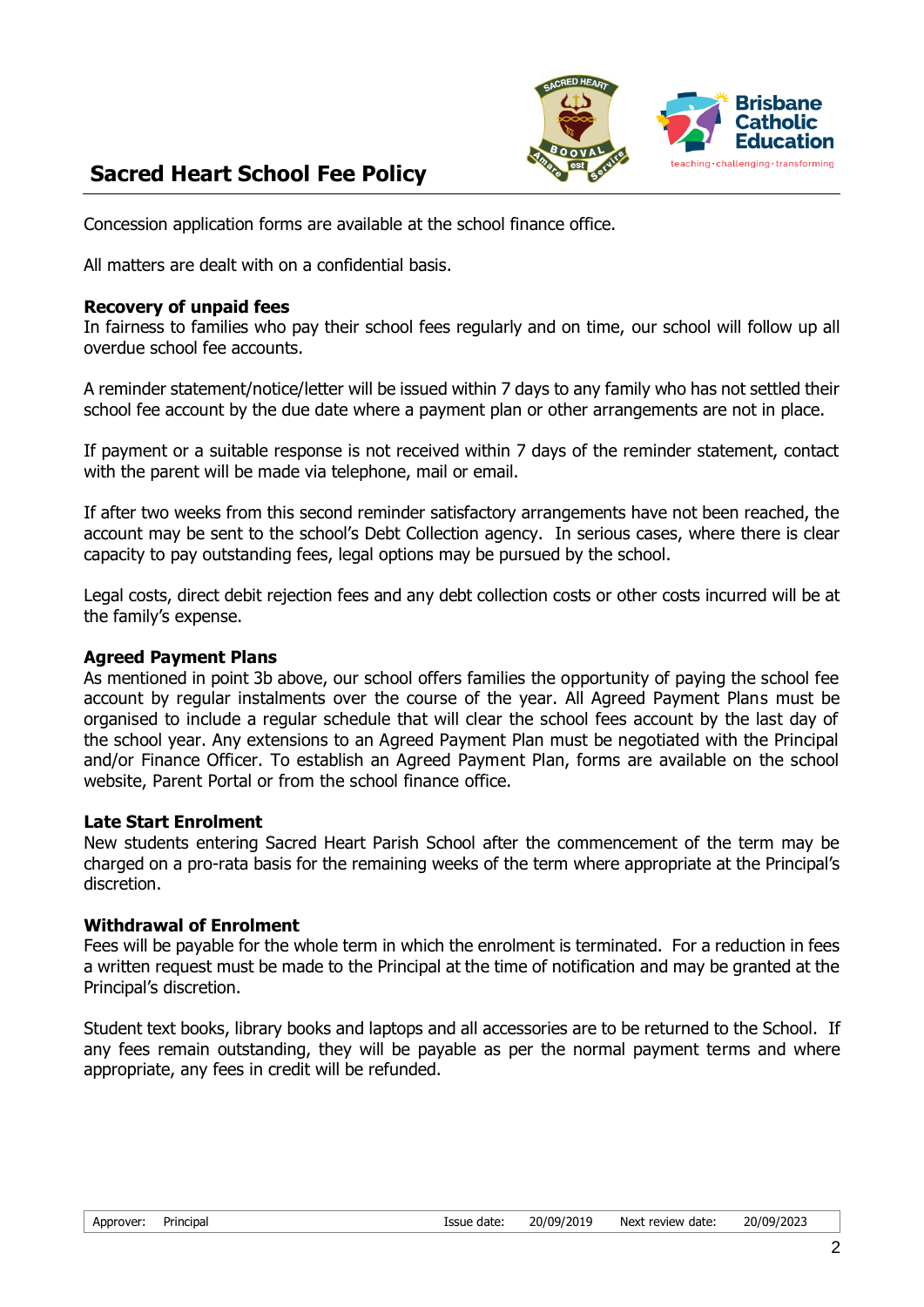Concession application forms are available at the school finance office.

All matters are dealt with on a confidential basis.

**Recovery of unpaid fees**

In fairness to families who pay their school fees regularly and on time, our school will follow up all overdue school fee accounts.

A reminder statement/notice/letter will be issued within 7 days to any family who has not settled their school fee account by the due date where a payment plan or other arrangements are not in place.

If payment or a suitable response is not received within 7 days of the reminder statement, contact with the parent will be made via telephone, mail or email.

If after two weeks from this second reminder satisfactory arrangements have not been reached, the account may be sent to the school's Debt Collection agency. In serious cases, where there is clear capacity to pay outstanding fees, legal options may be pursued by the school.

Legal costs, direct debit rejection fees and any debt collection costs or other costs incurred will be at the family's expense.

**Agreed Payment Plans**

As mentioned in point 3b above, our school offers families the opportunity of paying the school fee account by regular instalments over the course of the year. All Agreed Payment Plans must be organised to include a regular schedule that will clear the school fees account by the last day of the school year. Any extensions to an Agreed Payment Plan must be negotiated with the Principal and/or Finance Officer. To establish an Agreed Payment Plan, forms are available on the school website, Parent Portal or from the school finance office.

**Late Start Enrolment**

New students entering Sacred Heart Parish School after the commencement of the term may be charged on a pro-rata basis for the remaining weeks of the term where appropriate at the Principal's discretion.

**Withdrawal of Enrolment**

Fees will be payable for the whole term in which the enrolment is terminated. For a reduction in fees a written request must be made to the Principal at the time of notification and may be granted at the Principal's discretion.

Student text books, library books and laptops and all accessories are to be returned to the School. If any fees remain outstanding, they will be payable as per the normal payment terms and where appropriate, any fees in credit will be refunded.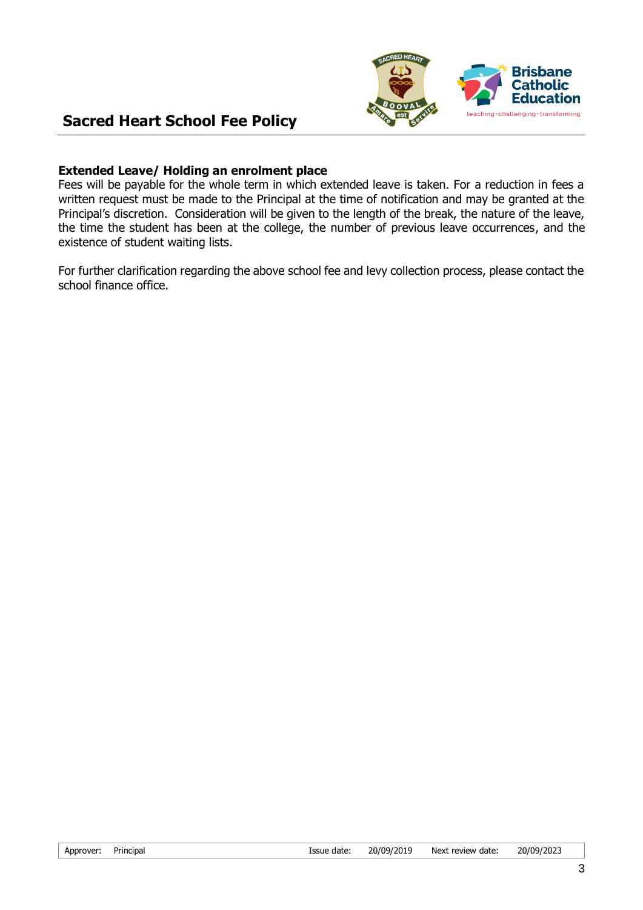### Extended Leave/ Holding an enrolment place

Fees will be payable for the whole term in which extended leave is taken. For a reduction in fees a written request must be made to the Principal at the time of notification and may be granted at the Principal's discretion. Consideration will be given to the length of the break, the nature of the leave, the time the student has been at the college, the number of previous leave occurrences, and the existence of student waiting lists.

For further clarification regarding the above school fee and levy collection process, please contact the school finance office.